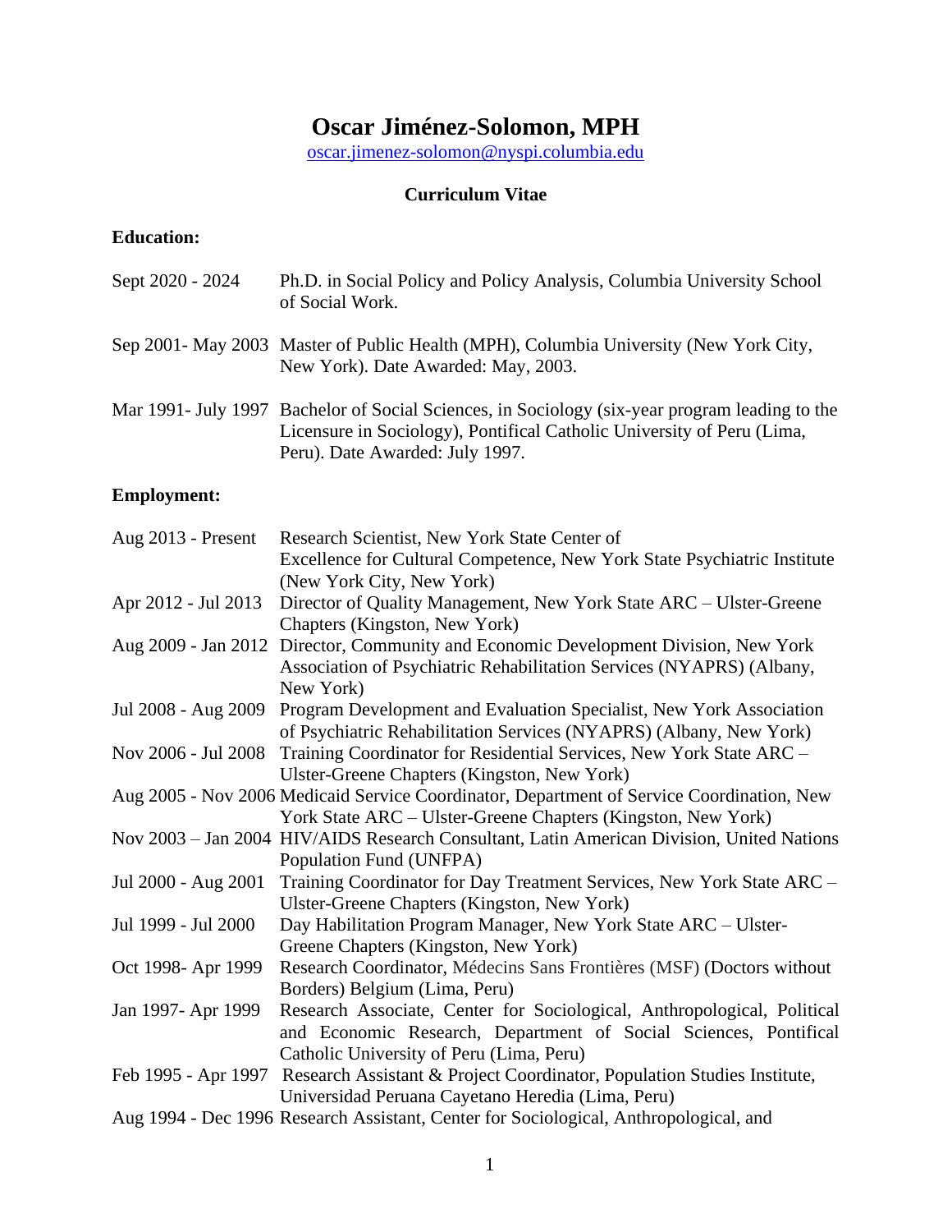# Oscar Jiménez-Solomon, MPH

oscar.jimenez-solomon@nyspi.columbia.edu

## Curriculum Vitae

### Education:

| | |
|---|---|
| Sept 2020 - 2024 | Ph.D. in Social Policy and Policy Analysis, Columbia University School of Social Work. |
| Sep 2001- May 2003 | Master of Public Health (MPH), Columbia University (New York City, New York). Date Awarded: May, 2003. |
| Mar 1991- July 1997 | Bachelor of Social Sciences, in Sociology (six-year program leading to the Licensure in Sociology), Pontifical Catholic University of Peru (Lima, Peru). Date Awarded: July 1997. |

### Employment:

| | |
|---|---|
| Aug 2013 - Present | Research Scientist, New York State Center of Excellence for Cultural Competence, New York State Psychiatric Institute (New York City, New York) |
| Apr 2012 - Jul 2013 | Director of Quality Management, New York State ARC – Ulster-Greene Chapters (Kingston, New York) |
| Aug 2009 - Jan 2012 | Director, Community and Economic Development Division, New York Association of Psychiatric Rehabilitation Services (NYAPRS) (Albany, New York) |
| Jul 2008 - Aug 2009 | Program Development and Evaluation Specialist, New York Association of Psychiatric Rehabilitation Services (NYAPRS) (Albany, New York) |
| Nov 2006 - Jul 2008 | Training Coordinator for Residential Services, New York State ARC – Ulster-Greene Chapters (Kingston, New York) |
| Aug 2005 - Nov 2006 | Medicaid Service Coordinator, Department of Service Coordination, New York State ARC – Ulster-Greene Chapters (Kingston, New York) |
| Nov 2003 – Jan 2004 | HIV/AIDS Research Consultant, Latin American Division, United Nations Population Fund (UNFPA) |
| Jul 2000 - Aug 2001 | Training Coordinator for Day Treatment Services, New York State ARC – Ulster-Greene Chapters (Kingston, New York) |
| Jul 1999 - Jul 2000 | Day Habilitation Program Manager, New York State ARC – Ulster-Greene Chapters (Kingston, New York) |
| Oct 1998- Apr 1999 | Research Coordinator, Médecins Sans Frontières (MSF) (Doctors without Borders) Belgium (Lima, Peru) |
| Jan 1997- Apr 1999 | Research Associate, Center for Sociological, Anthropological, Political and Economic Research, Department of Social Sciences, Pontifical Catholic University of Peru (Lima, Peru) |
| Feb 1995 - Apr 1997 | Research Assistant & Project Coordinator, Population Studies Institute, Universidad Peruana Cayetano Heredia (Lima, Peru) |
| Aug 1994 - Dec 1996 | Research Assistant, Center for Sociological, Anthropological, and |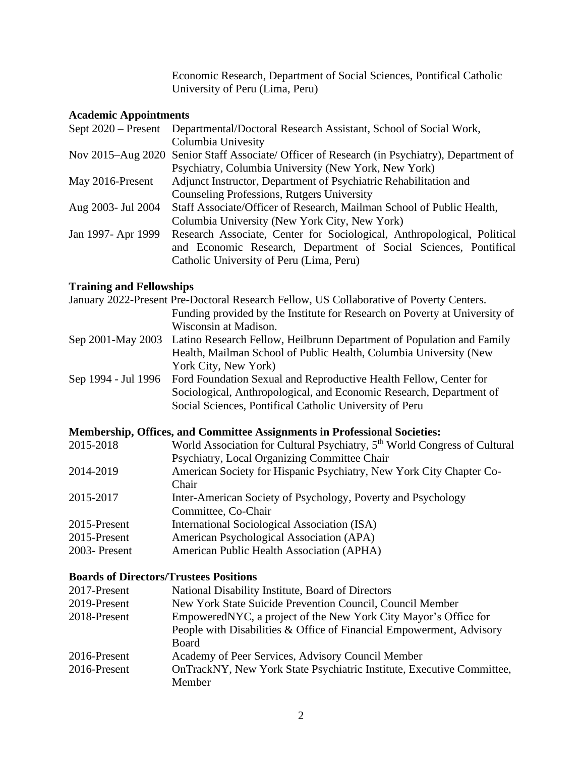Economic Research, Department of Social Sciences, Pontifical Catholic University of Peru (Lima, Peru)

## Academic Appointments

| | |
|---|---|
| Sept 2020 – Present | Departmental/Doctoral Research Assistant, School of Social Work, Columbia Univesity |
| Nov 2015–Aug 2020 | Senior Staff Associate/ Officer of Research (in Psychiatry), Department of Psychiatry, Columbia University (New York, New York) |
| May 2016-Present | Adjunct Instructor, Department of Psychiatric Rehabilitation and Counseling Professions, Rutgers University |
| Aug 2003- Jul 2004 | Staff Associate/Officer of Research, Mailman School of Public Health, Columbia University (New York City, New York) |
| Jan 1997- Apr 1999 | Research Associate, Center for Sociological, Anthropological, Political and Economic Research, Department of Social Sciences, Pontifical Catholic University of Peru (Lima, Peru) |

## Training and Fellowships

| | |
|---|---|
| January 2022-Present | Pre-Doctoral Research Fellow, US Collaborative of Poverty Centers. Funding provided by the Institute for Research on Poverty at University of Wisconsin at Madison. |
| Sep 2001-May 2003 | Latino Research Fellow, Heilbrunn Department of Population and Family Health, Mailman School of Public Health, Columbia University (New York City, New York) |
| Sep 1994 - Jul 1996 | Ford Foundation Sexual and Reproductive Health Fellow, Center for Sociological, Anthropological, and Economic Research, Department of Social Sciences, Pontifical Catholic University of Peru |

## Membership, Offices, and Committee Assignments in Professional Societies:

| | |
|---|---|
| 2015-2018 | World Association for Cultural Psychiatry, 5th World Congress of Cultural Psychiatry, Local Organizing Committee Chair |
| 2014-2019 | American Society for Hispanic Psychiatry, New York City Chapter Co-Chair |
| 2015-2017 | Inter-American Society of Psychology, Poverty and Psychology Committee, Co-Chair |
| 2015-Present | International Sociological Association (ISA) |
| 2015-Present | American Psychological Association (APA) |
| 2003- Present | American Public Health Association (APHA) |

## Boards of Directors/Trustees Positions

| | |
|---|---|
| 2017-Present | National Disability Institute, Board of Directors |
| 2019-Present | New York State Suicide Prevention Council, Council Member |
| 2018-Present | EmpoweredNYC, a project of the New York City Mayor's Office for People with Disabilities & Office of Financial Empowerment, Advisory Board |
| 2016-Present | Academy of Peer Services, Advisory Council Member |
| 2016-Present | OnTrackNY, New York State Psychiatric Institute, Executive Committee, Member |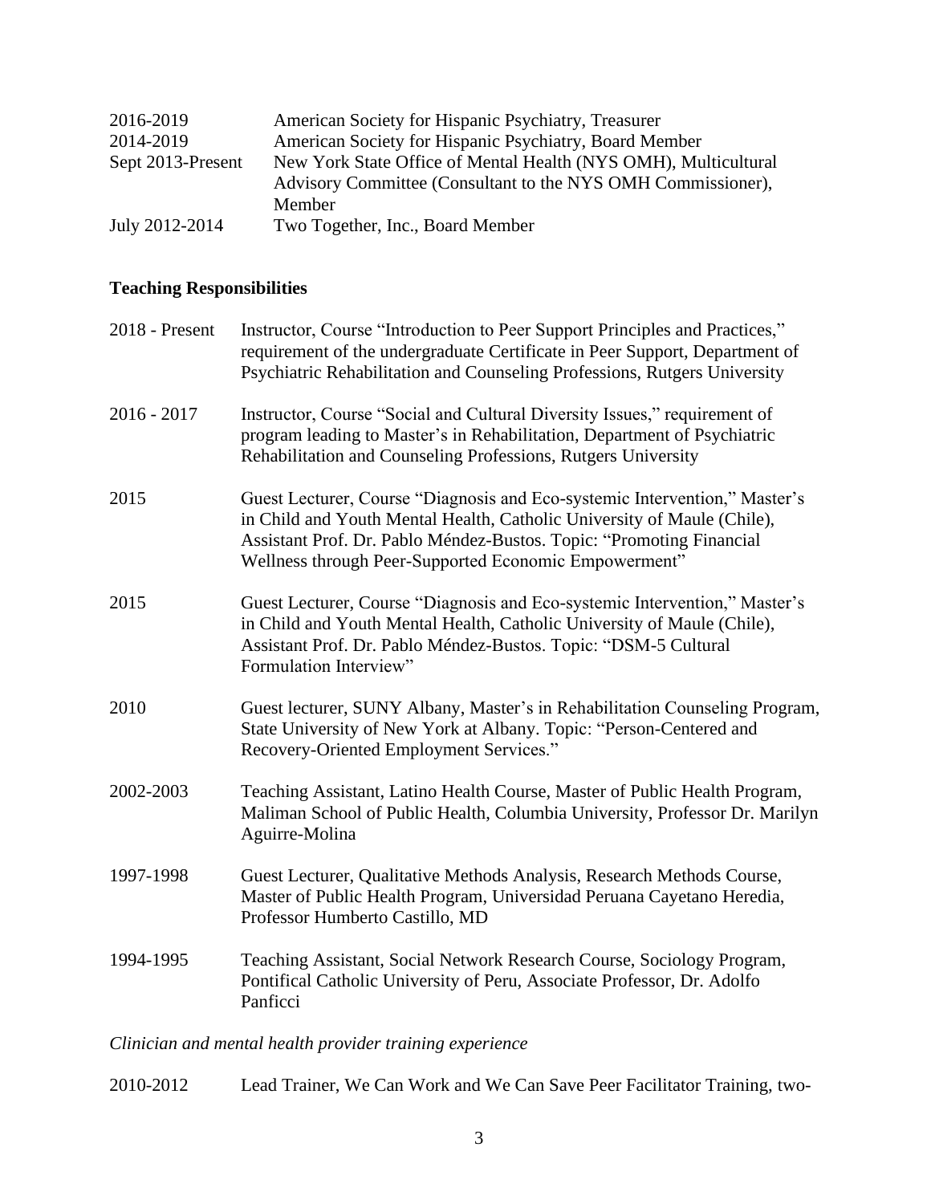| | |
|---|---|
| 2016-2019 | American Society for Hispanic Psychiatry, Treasurer |
| 2014-2019 | American Society for Hispanic Psychiatry, Board Member |
| Sept 2013-Present | New York State Office of Mental Health (NYS OMH), Multicultural Advisory Committee (Consultant to the NYS OMH Commissioner), Member |
| July 2012-2014 | Two Together, Inc., Board Member |

**Teaching Responsibilities**

| | |
|---|---|
| 2018 - Present | Instructor, Course "Introduction to Peer Support Principles and Practices," requirement of the undergraduate Certificate in Peer Support, Department of Psychiatric Rehabilitation and Counseling Professions, Rutgers University |
| 2016 - 2017 | Instructor, Course "Social and Cultural Diversity Issues," requirement of program leading to Master's in Rehabilitation, Department of Psychiatric Rehabilitation and Counseling Professions, Rutgers University |
| 2015 | Guest Lecturer, Course "Diagnosis and Eco-systemic Intervention," Master's in Child and Youth Mental Health, Catholic University of Maule (Chile), Assistant Prof. Dr. Pablo Méndez-Bustos. Topic: "Promoting Financial Wellness through Peer-Supported Economic Empowerment" |
| 2015 | Guest Lecturer, Course "Diagnosis and Eco-systemic Intervention," Master's in Child and Youth Mental Health, Catholic University of Maule (Chile), Assistant Prof. Dr. Pablo Méndez-Bustos. Topic: "DSM-5 Cultural Formulation Interview" |
| 2010 | Guest lecturer, SUNY Albany, Master's in Rehabilitation Counseling Program, State University of New York at Albany. Topic: "Person-Centered and Recovery-Oriented Employment Services." |
| 2002-2003 | Teaching Assistant, Latino Health Course, Master of Public Health Program, Maliman School of Public Health, Columbia University, Professor Dr. Marilyn Aguirre-Molina |
| 1997-1998 | Guest Lecturer, Qualitative Methods Analysis, Research Methods Course, Master of Public Health Program, Universidad Peruana Cayetano Heredia, Professor Humberto Castillo, MD |
| 1994-1995 | Teaching Assistant, Social Network Research Course, Sociology Program, Pontifical Catholic University of Peru, Associate Professor, Dr. Adolfo Panficci |

*Clinician and mental health provider training experience*

| | |
|---|---|
| 2010-2012 | Lead Trainer, We Can Work and We Can Save Peer Facilitator Training, two- |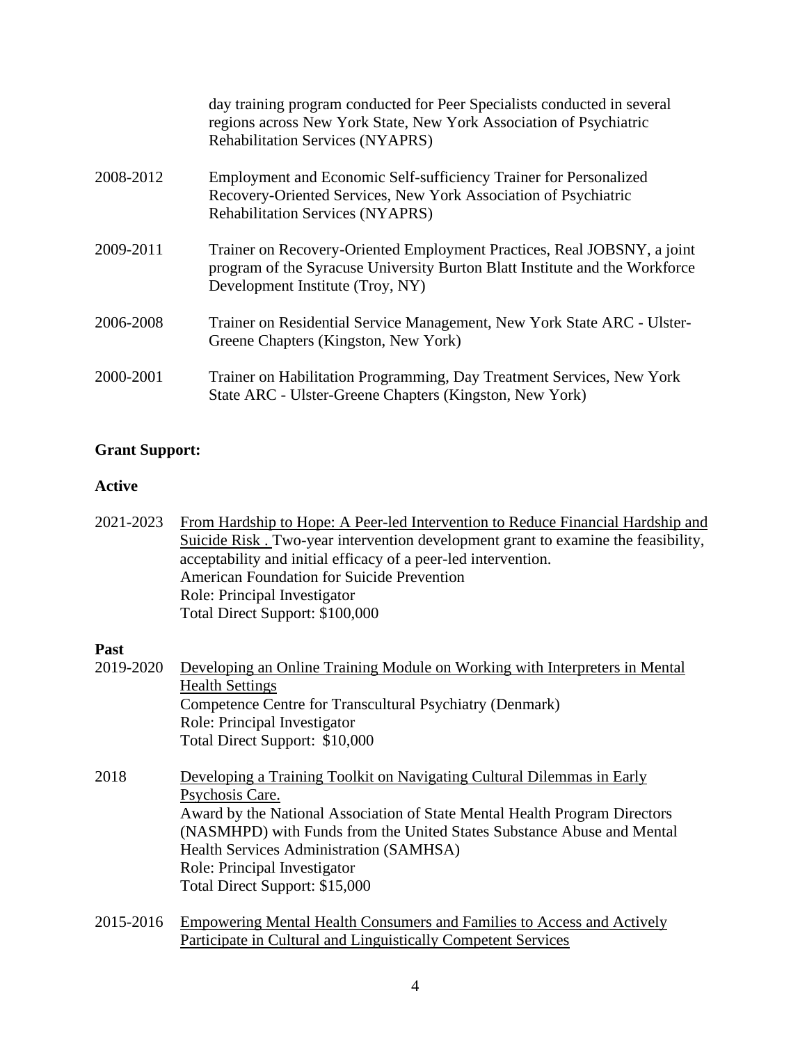day training program conducted for Peer Specialists conducted in several regions across New York State, New York Association of Psychiatric Rehabilitation Services (NYAPRS)

2008-2012 Employment and Economic Self-sufficiency Trainer for Personalized Recovery-Oriented Services, New York Association of Psychiatric Rehabilitation Services (NYAPRS)

2009-2011 Trainer on Recovery-Oriented Employment Practices, Real JOBSNY, a joint program of the Syracuse University Burton Blatt Institute and the Workforce Development Institute (Troy, NY)

2006-2008 Trainer on Residential Service Management, New York State ARC - Ulster-Greene Chapters (Kingston, New York)

2000-2001 Trainer on Habilitation Programming, Day Treatment Services, New York State ARC - Ulster-Greene Chapters (Kingston, New York)

**Grant Support:**

**Active**

2021-2023 <u>From Hardship to Hope: A Peer-led Intervention to Reduce Financial Hardship and Suicide Risk .</u> Two-year intervention development grant to examine the feasibility, acceptability and initial efficacy of a peer-led intervention.
American Foundation for Suicide Prevention
Role: Principal Investigator
Total Direct Support: $100,000

**Past**

2019-2020 <u>Developing an Online Training Module on Working with Interpreters in Mental Health Settings</u>
Competence Centre for Transcultural Psychiatry (Denmark)
Role: Principal Investigator
Total Direct Support: $10,000

2018 <u>Developing a Training Toolkit on Navigating Cultural Dilemmas in Early Psychosis Care.</u>
Award by the National Association of State Mental Health Program Directors (NASMHPD) with Funds from the United States Substance Abuse and Mental Health Services Administration (SAMHSA)
Role: Principal Investigator
Total Direct Support: $15,000

2015-2016 <u>Empowering Mental Health Consumers and Families to Access and Actively Participate in Cultural and Linguistically Competent Services</u>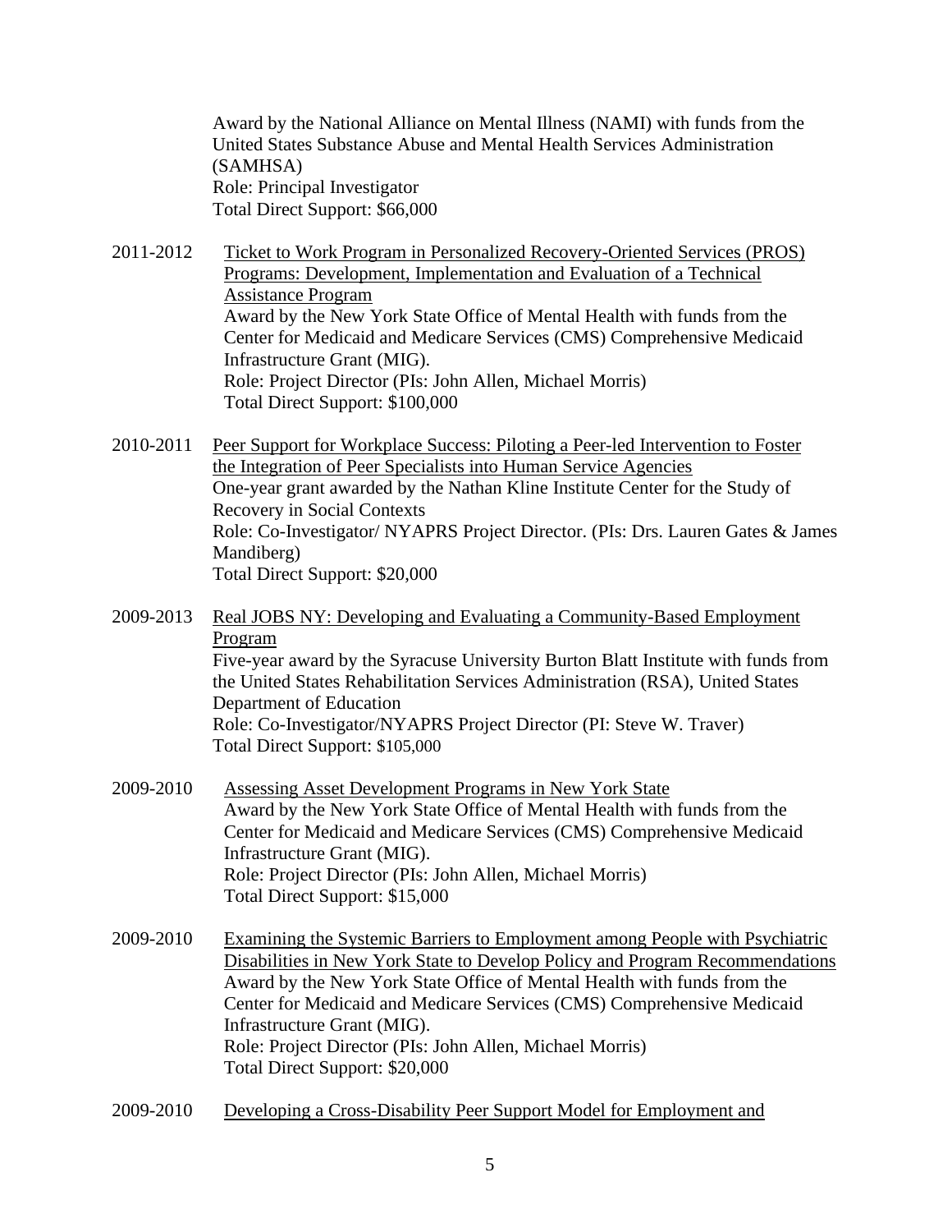Award by the National Alliance on Mental Illness (NAMI) with funds from the United States Substance Abuse and Mental Health Services Administration (SAMHSA)
Role: Principal Investigator
Total Direct Support: $66,000

2011-2012 <u>Ticket to Work Program in Personalized Recovery-Oriented Services (PROS) Programs: Development, Implementation and Evaluation of a Technical Assistance Program</u>
Award by the New York State Office of Mental Health with funds from the Center for Medicaid and Medicare Services (CMS) Comprehensive Medicaid Infrastructure Grant (MIG).
Role: Project Director (PIs: John Allen, Michael Morris)
Total Direct Support: $100,000

2010-2011 <u>Peer Support for Workplace Success: Piloting a Peer-led Intervention to Foster the Integration of Peer Specialists into Human Service Agencies</u>
One-year grant awarded by the Nathan Kline Institute Center for the Study of Recovery in Social Contexts
Role: Co-Investigator/ NYAPRS Project Director. (PIs: Drs. Lauren Gates & James Mandiberg)
Total Direct Support: $20,000

2009-2013 <u>Real JOBS NY: Developing and Evaluating a Community-Based Employment Program</u>
Five-year award by the Syracuse University Burton Blatt Institute with funds from the United States Rehabilitation Services Administration (RSA), United States Department of Education
Role: Co-Investigator/NYAPRS Project Director (PI: Steve W. Traver)
Total Direct Support: $105,000

2009-2010 <u>Assessing Asset Development Programs in New York State</u>
Award by the New York State Office of Mental Health with funds from the Center for Medicaid and Medicare Services (CMS) Comprehensive Medicaid Infrastructure Grant (MIG).
Role: Project Director (PIs: John Allen, Michael Morris)
Total Direct Support: $15,000

2009-2010 <u>Examining the Systemic Barriers to Employment among People with Psychiatric Disabilities in New York State to Develop Policy and Program Recommendations</u>
Award by the New York State Office of Mental Health with funds from the Center for Medicaid and Medicare Services (CMS) Comprehensive Medicaid Infrastructure Grant (MIG).
Role: Project Director (PIs: John Allen, Michael Morris)
Total Direct Support: $20,000

2009-2010 <u>Developing a Cross-Disability Peer Support Model for Employment and</u>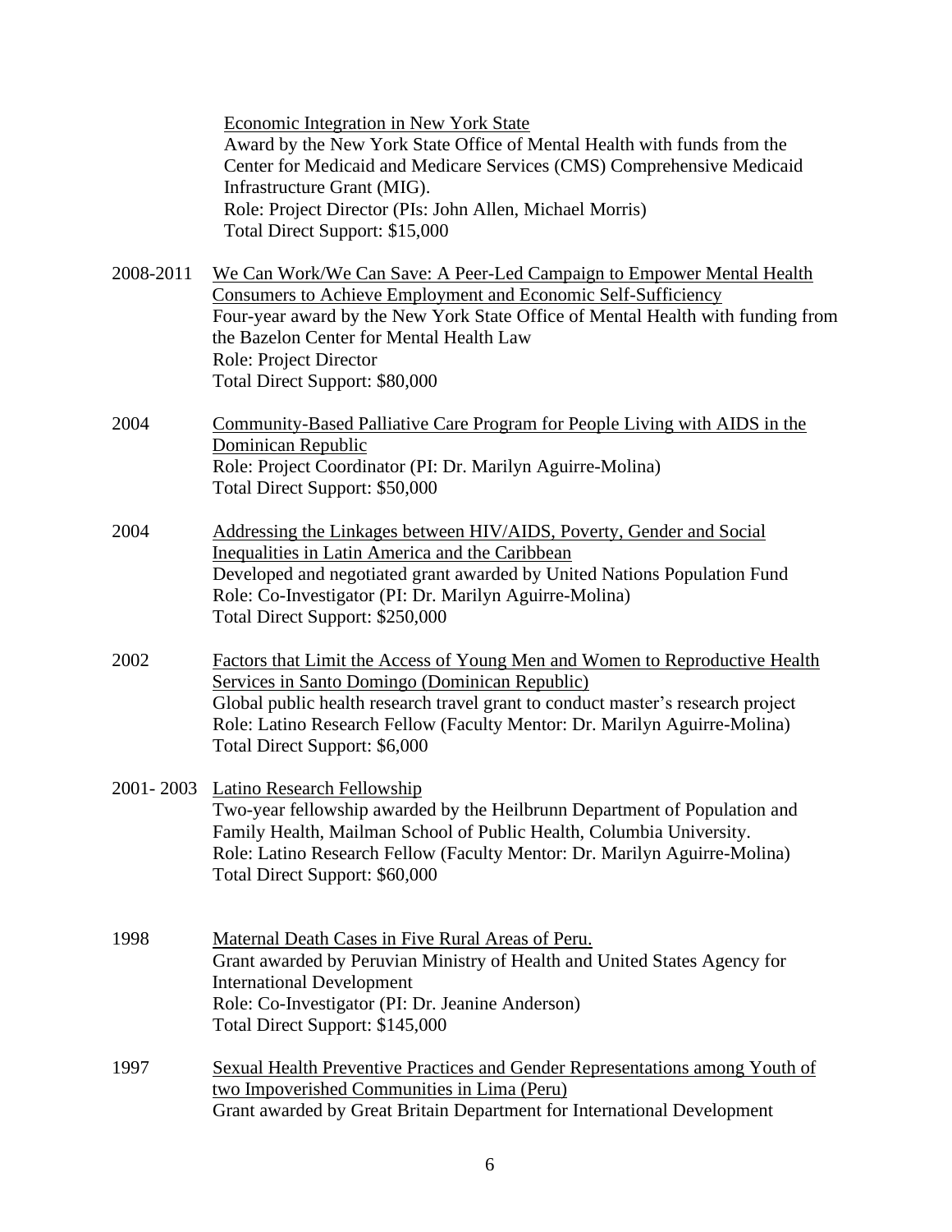Economic Integration in New York State
Award by the New York State Office of Mental Health with funds from the Center for Medicaid and Medicare Services (CMS) Comprehensive Medicaid Infrastructure Grant (MIG).
Role: Project Director (PIs: John Allen, Michael Morris)
Total Direct Support: $15,000

2008-2011 We Can Work/We Can Save: A Peer-Led Campaign to Empower Mental Health Consumers to Achieve Employment and Economic Self-Sufficiency
Four-year award by the New York State Office of Mental Health with funding from the Bazelon Center for Mental Health Law
Role: Project Director
Total Direct Support: $80,000

2004 Community-Based Palliative Care Program for People Living with AIDS in the Dominican Republic
Role: Project Coordinator (PI: Dr. Marilyn Aguirre-Molina)
Total Direct Support: $50,000

2004 Addressing the Linkages between HIV/AIDS, Poverty, Gender and Social Inequalities in Latin America and the Caribbean
Developed and negotiated grant awarded by United Nations Population Fund
Role: Co-Investigator (PI: Dr. Marilyn Aguirre-Molina)
Total Direct Support: $250,000

2002 Factors that Limit the Access of Young Men and Women to Reproductive Health Services in Santo Domingo (Dominican Republic)
Global public health research travel grant to conduct master's research project
Role: Latino Research Fellow (Faculty Mentor: Dr. Marilyn Aguirre-Molina)
Total Direct Support: $6,000

2001- 2003 Latino Research Fellowship
Two-year fellowship awarded by the Heilbrunn Department of Population and Family Health, Mailman School of Public Health, Columbia University.
Role: Latino Research Fellow (Faculty Mentor: Dr. Marilyn Aguirre-Molina)
Total Direct Support: $60,000

1998 Maternal Death Cases in Five Rural Areas of Peru.
Grant awarded by Peruvian Ministry of Health and United States Agency for International Development
Role: Co-Investigator (PI: Dr. Jeanine Anderson)
Total Direct Support: $145,000

1997 Sexual Health Preventive Practices and Gender Representations among Youth of two Impoverished Communities in Lima (Peru)
Grant awarded by Great Britain Department for International Development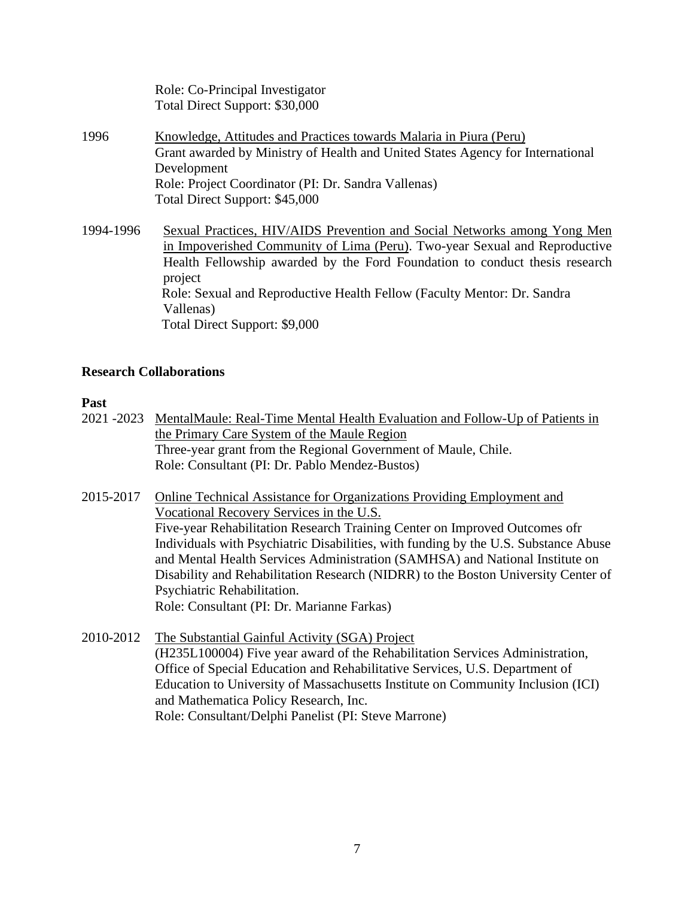Role: Co-Principal Investigator
Total Direct Support: $30,000

1996 Knowledge, Attitudes and Practices towards Malaria in Piura (Peru)
Grant awarded by Ministry of Health and United States Agency for International Development
Role: Project Coordinator (PI: Dr. Sandra Vallenas)
Total Direct Support: $45,000

1994-1996 Sexual Practices, HIV/AIDS Prevention and Social Networks among Yong Men in Impoverished Community of Lima (Peru). Two-year Sexual and Reproductive Health Fellowship awarded by the Ford Foundation to conduct thesis research project
Role: Sexual and Reproductive Health Fellow (Faculty Mentor: Dr. Sandra Vallenas)
Total Direct Support: $9,000

**Research Collaborations**

**Past**

2021 -2023 MentalMaule: Real-Time Mental Health Evaluation and Follow-Up of Patients in the Primary Care System of the Maule Region
Three-year grant from the Regional Government of Maule, Chile.
Role: Consultant (PI: Dr. Pablo Mendez-Bustos)

2015-2017 Online Technical Assistance for Organizations Providing Employment and Vocational Recovery Services in the U.S.
Five-year Rehabilitation Research Training Center on Improved Outcomes ofr Individuals with Psychiatric Disabilities, with funding by the U.S. Substance Abuse and Mental Health Services Administration (SAMHSA) and National Institute on Disability and Rehabilitation Research (NIDRR) to the Boston University Center of Psychiatric Rehabilitation.
Role: Consultant (PI: Dr. Marianne Farkas)

2010-2012 The Substantial Gainful Activity (SGA) Project
(H235L100004) Five year award of the Rehabilitation Services Administration, Office of Special Education and Rehabilitative Services, U.S. Department of Education to University of Massachusetts Institute on Community Inclusion (ICI) and Mathematica Policy Research, Inc.
Role: Consultant/Delphi Panelist (PI: Steve Marrone)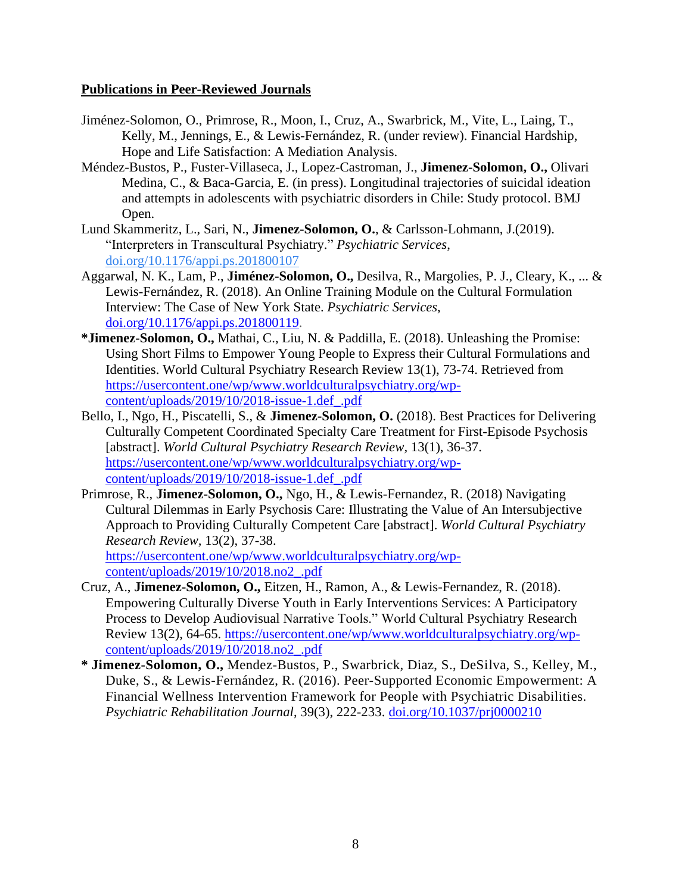## Publications in Peer-Reviewed Journals

Jiménez-Solomon, O., Primrose, R., Moon, I., Cruz, A., Swarbrick, M., Vite, L., Laing, T., Kelly, M., Jennings, E., & Lewis-Fernández, R. (under review). Financial Hardship, Hope and Life Satisfaction: A Mediation Analysis.

Méndez-Bustos, P., Fuster-Villaseca, J., Lopez-Castroman, J., **Jimenez-Solomon, O.,** Olivari Medina, C., & Baca-Garcia, E. (in press). Longitudinal trajectories of suicidal ideation and attempts in adolescents with psychiatric disorders in Chile: Study protocol. BMJ Open.

Lund Skammeritz, L., Sari, N., **Jimenez-Solomon, O.**, & Carlsson-Lohmann, J.(2019). "Interpreters in Transcultural Psychiatry." *Psychiatric Services*, [doi.org/10.1176/appi.ps.201800107](https://doi.org/10.1176/appi.ps.201800107)

Aggarwal, N. K., Lam, P., **Jiménez-Solomon, O.,** Desilva, R., Margolies, P. J., Cleary, K., ... & Lewis-Fernández, R. (2018). An Online Training Module on the Cultural Formulation Interview: The Case of New York State. *Psychiatric Services*, [doi.org/10.1176/appi.ps.201800119](https://doi.org/10.1176/appi.ps.201800119).

**\*Jimenez-Solomon, O.,** Mathai, C., Liu, N. & Paddilla, E. (2018). Unleashing the Promise: Using Short Films to Empower Young People to Express their Cultural Formulations and Identities. World Cultural Psychiatry Research Review 13(1), 73-74. Retrieved from [https://usercontent.one/wp/www.worldculturalpsychiatry.org/wp-content/uploads/2019/10/2018-issue-1.def_.pdf](https://usercontent.one/wp/www.worldculturalpsychiatry.org/wp-content/uploads/2019/10/2018-issue-1.def_.pdf)

Bello, I., Ngo, H., Piscatelli, S., & **Jimenez-Solomon, O.** (2018). Best Practices for Delivering Culturally Competent Coordinated Specialty Care Treatment for First-Episode Psychosis [abstract]. *World Cultural Psychiatry Research Review*, 13(1), 36-37. [https://usercontent.one/wp/www.worldculturalpsychiatry.org/wp-content/uploads/2019/10/2018-issue-1.def_.pdf](https://usercontent.one/wp/www.worldculturalpsychiatry.org/wp-content/uploads/2019/10/2018-issue-1.def_.pdf)

Primrose, R., **Jimenez-Solomon, O.,** Ngo, H., & Lewis-Fernandez, R. (2018) Navigating Cultural Dilemmas in Early Psychosis Care: Illustrating the Value of An Intersubjective Approach to Providing Culturally Competent Care [abstract]. *World Cultural Psychiatry Research Review*, 13(2), 37-38. [https://usercontent.one/wp/www.worldculturalpsychiatry.org/wp-content/uploads/2019/10/2018.no2_.pdf](https://usercontent.one/wp/www.worldculturalpsychiatry.org/wp-content/uploads/2019/10/2018.no2_.pdf)

Cruz, A., **Jimenez-Solomon, O.,** Eitzen, H., Ramon, A., & Lewis-Fernandez, R. (2018). Empowering Culturally Diverse Youth in Early Interventions Services: A Participatory Process to Develop Audiovisual Narrative Tools." World Cultural Psychiatry Research Review 13(2), 64-65. [https://usercontent.one/wp/www.worldculturalpsychiatry.org/wp-content/uploads/2019/10/2018.no2_.pdf](https://usercontent.one/wp/www.worldculturalpsychiatry.org/wp-content/uploads/2019/10/2018.no2_.pdf)

**\* Jimenez-Solomon, O.,** Mendez-Bustos, P., Swarbrick, Diaz, S., DeSilva, S., Kelley, M., Duke, S., & Lewis-Fernández, R. (2016). Peer-Supported Economic Empowerment: A Financial Wellness Intervention Framework for People with Psychiatric Disabilities. *Psychiatric Rehabilitation Journal*, 39(3), 222-233. [doi.org/10.1037/prj0000210](https://doi.org/10.1037/prj0000210)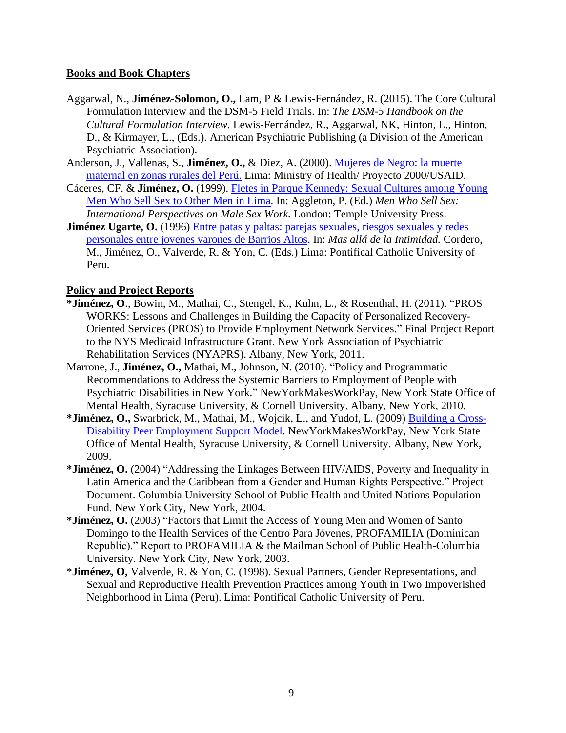## Books and Book Chapters

Aggarwal, N., **Jiménez-Solomon, O.,** Lam, P & Lewis-Fernández, R. (2015). The Core Cultural Formulation Interview and the DSM-5 Field Trials. In: *The DSM-5 Handbook on the Cultural Formulation Interview.* Lewis-Fernández, R., Aggarwal, NK, Hinton, L., Hinton, D., & Kirmayer, L., (Eds.). American Psychiatric Publishing (a Division of the American Psychiatric Association).

Anderson, J., Vallenas, S., **Jiménez, O.,** & Diez, A. (2000). Mujeres de Negro: la muerte maternal en zonas rurales del Perú. Lima: Ministry of Health/ Proyecto 2000/USAID.

Cáceres, CF. & **Jiménez, O.** (1999). Fletes in Parque Kennedy: Sexual Cultures among Young Men Who Sell Sex to Other Men in Lima. In: Aggleton, P. (Ed.) *Men Who Sell Sex: International Perspectives on Male Sex Work.* London: Temple University Press.

**Jiménez Ugarte, O.** (1996) Entre patas y paltas: parejas sexuales, riesgos sexuales y redes personales entre jovenes varones de Barrios Altos. In: *Mas allá de la Intimidad.* Cordero, M., Jiménez, O., Valverde, R. & Yon, C. (Eds.) Lima: Pontifical Catholic University of Peru.

## Policy and Project Reports

**\*Jiménez, O**., Bowin, M., Mathai, C., Stengel, K., Kuhn, L., & Rosenthal, H. (2011). "PROS WORKS: Lessons and Challenges in Building the Capacity of Personalized Recovery-Oriented Services (PROS) to Provide Employment Network Services." Final Project Report to the NYS Medicaid Infrastructure Grant. New York Association of Psychiatric Rehabilitation Services (NYAPRS). Albany, New York, 2011.

Marrone, J., **Jiménez, O.,** Mathai, M., Johnson, N. (2010). "Policy and Programmatic Recommendations to Address the Systemic Barriers to Employment of People with Psychiatric Disabilities in New York." NewYorkMakesWorkPay, New York State Office of Mental Health, Syracuse University, & Cornell University. Albany, New York, 2010.

**\*Jiménez, O.,** Swarbrick, M., Mathai, M., Wojcik, L., and Yudof, L. (2009) Building a Cross-Disability Peer Employment Support Model. NewYorkMakesWorkPay, New York State Office of Mental Health, Syracuse University, & Cornell University. Albany, New York, 2009.

**\*Jiménez, O.** (2004) "Addressing the Linkages Between HIV/AIDS, Poverty and Inequality in Latin America and the Caribbean from a Gender and Human Rights Perspective." Project Document. Columbia University School of Public Health and United Nations Population Fund. New York City, New York, 2004.

**\*Jiménez, O.** (2003) "Factors that Limit the Access of Young Men and Women of Santo Domingo to the Health Services of the Centro Para Jóvenes, PROFAMILIA (Dominican Republic)." Report to PROFAMILIA & the Mailman School of Public Health-Columbia University. New York City, New York, 2003.

\***Jiménez, O,** Valverde, R. & Yon, C. (1998). Sexual Partners, Gender Representations, and Sexual and Reproductive Health Prevention Practices among Youth in Two Impoverished Neighborhood in Lima (Peru). Lima: Pontifical Catholic University of Peru.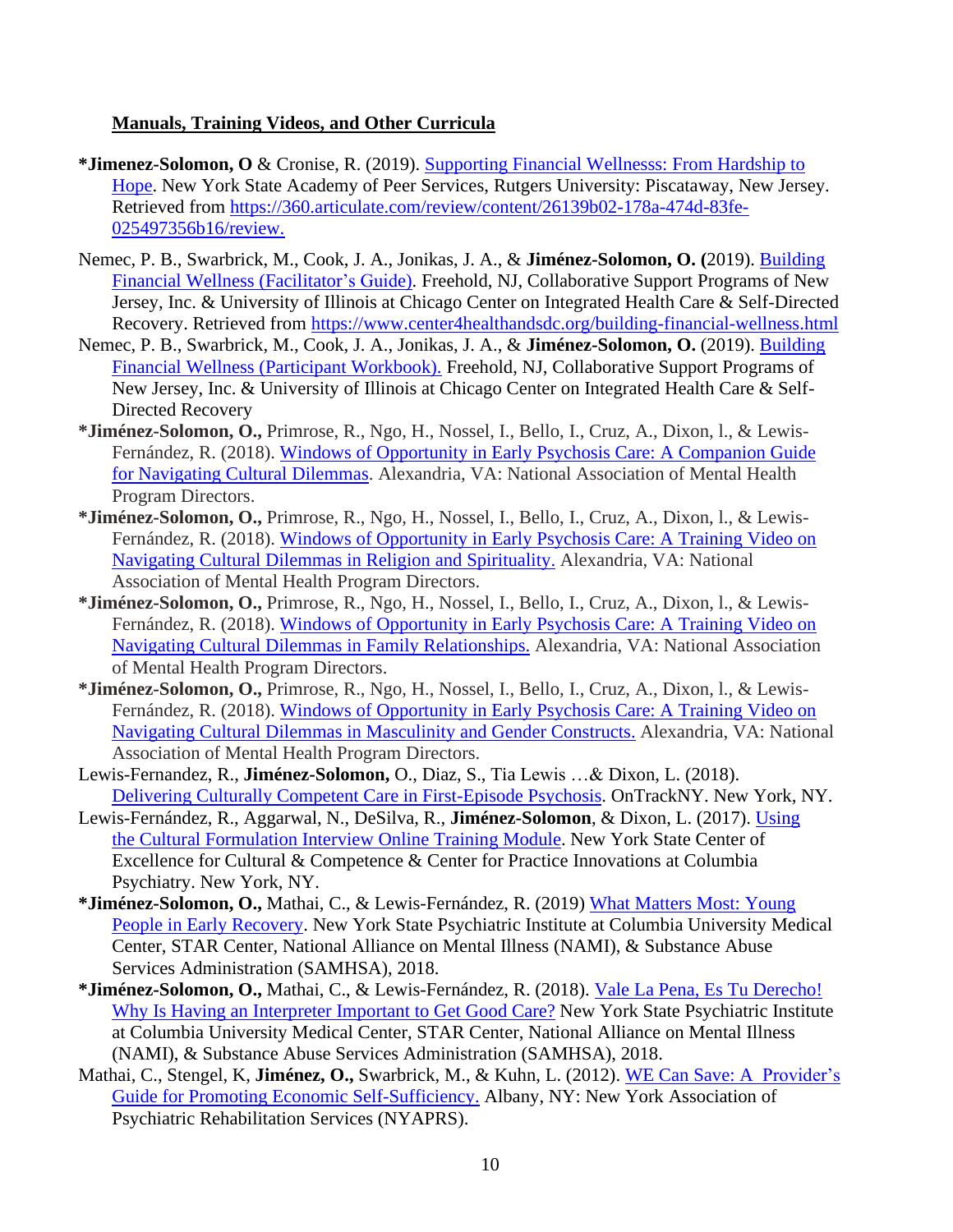**Manuals, Training Videos, and Other Curricula**

**\*Jimenez-Solomon, O** & Cronise, R. (2019). Supporting Financial Wellnesss: From Hardship to Hope. New York State Academy of Peer Services, Rutgers University: Piscataway, New Jersey. Retrieved from https://360.articulate.com/review/content/26139b02-178a-474d-83fe-025497356b16/review.

Nemec, P. B., Swarbrick, M., Cook, J. A., Jonikas, J. A., & **Jiménez-Solomon, O. (**2019). Building Financial Wellness (Facilitator's Guide). Freehold, NJ, Collaborative Support Programs of New Jersey, Inc. & University of Illinois at Chicago Center on Integrated Health Care & Self-Directed Recovery. Retrieved from https://www.center4healthandsdc.org/building-financial-wellness.html

Nemec, P. B., Swarbrick, M., Cook, J. A., Jonikas, J. A., & **Jiménez-Solomon, O.** (2019). Building Financial Wellness (Participant Workbook). Freehold, NJ, Collaborative Support Programs of New Jersey, Inc. & University of Illinois at Chicago Center on Integrated Health Care & Self-Directed Recovery

**\*Jiménez-Solomon, O.,** Primrose, R., Ngo, H., Nossel, I., Bello, I., Cruz, A., Dixon, l., & Lewis-Fernández, R. (2018). Windows of Opportunity in Early Psychosis Care: A Companion Guide for Navigating Cultural Dilemmas. Alexandria, VA: National Association of Mental Health Program Directors.

**\*Jiménez-Solomon, O.,** Primrose, R., Ngo, H., Nossel, I., Bello, I., Cruz, A., Dixon, l., & Lewis-Fernández, R. (2018). Windows of Opportunity in Early Psychosis Care: A Training Video on Navigating Cultural Dilemmas in Religion and Spirituality. Alexandria, VA: National Association of Mental Health Program Directors.

**\*Jiménez-Solomon, O.,** Primrose, R., Ngo, H., Nossel, I., Bello, I., Cruz, A., Dixon, l., & Lewis-Fernández, R. (2018). Windows of Opportunity in Early Psychosis Care: A Training Video on Navigating Cultural Dilemmas in Family Relationships. Alexandria, VA: National Association of Mental Health Program Directors.

**\*Jiménez-Solomon, O.,** Primrose, R., Ngo, H., Nossel, I., Bello, I., Cruz, A., Dixon, l., & Lewis-Fernández, R. (2018). Windows of Opportunity in Early Psychosis Care: A Training Video on Navigating Cultural Dilemmas in Masculinity and Gender Constructs. Alexandria, VA: National Association of Mental Health Program Directors.

Lewis-Fernandez, R., **Jiménez-Solomon,** O., Diaz, S., Tia Lewis …& Dixon, L. (2018). Delivering Culturally Competent Care in First-Episode Psychosis. OnTrackNY. New York, NY.

Lewis-Fernández, R., Aggarwal, N., DeSilva, R., **Jiménez-Solomon**, & Dixon, L. (2017). Using the Cultural Formulation Interview Online Training Module. New York State Center of Excellence for Cultural & Competence & Center for Practice Innovations at Columbia Psychiatry. New York, NY.

**\*Jiménez-Solomon, O.,** Mathai, C., & Lewis-Fernández, R. (2019) What Matters Most: Young People in Early Recovery. New York State Psychiatric Institute at Columbia University Medical Center, STAR Center, National Alliance on Mental Illness (NAMI), & Substance Abuse Services Administration (SAMHSA), 2018.

**\*Jiménez-Solomon, O.,** Mathai, C., & Lewis-Fernández, R. (2018). Vale La Pena, Es Tu Derecho! Why Is Having an Interpreter Important to Get Good Care? New York State Psychiatric Institute at Columbia University Medical Center, STAR Center, National Alliance on Mental Illness (NAMI), & Substance Abuse Services Administration (SAMHSA), 2018.

Mathai, C., Stengel, K, **Jiménez, O.,** Swarbrick, M., & Kuhn, L. (2012). WE Can Save: A Provider's Guide for Promoting Economic Self-Sufficiency. Albany, NY: New York Association of Psychiatric Rehabilitation Services (NYAPRS).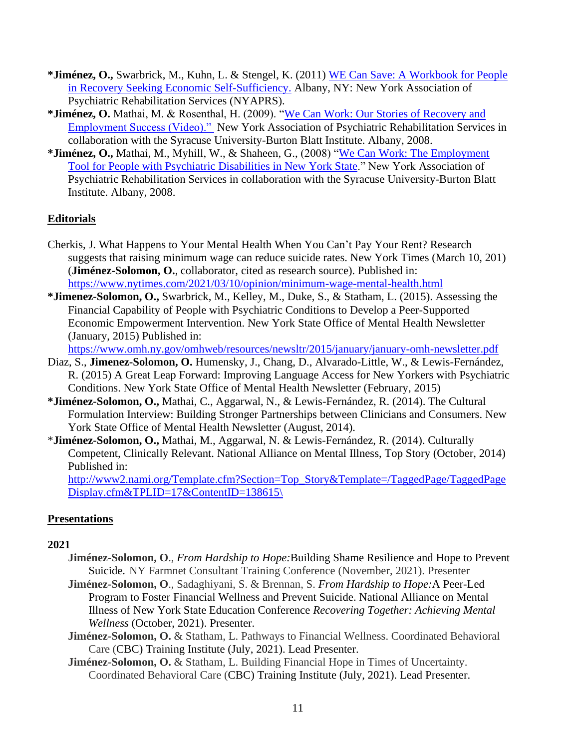**\*Jiménez, O.,** Swarbrick, M., Kuhn, L. & Stengel, K. (2011) [WE Can Save: A Workbook for People in Recovery Seeking Economic Self-Sufficiency.]() Albany, NY: New York Association of Psychiatric Rehabilitation Services (NYAPRS).

**\*Jiménez, O.** Mathai, M. & Rosenthal, H. (2009). "[We Can Work: Our Stories of Recovery and Employment Success (Video)."]() New York Association of Psychiatric Rehabilitation Services in collaboration with the Syracuse University-Burton Blatt Institute. Albany, 2008.

**\*Jiménez, O.,** Mathai, M., Myhill, W., & Shaheen, G., (2008) "[We Can Work: The Employment Tool for People with Psychiatric Disabilities in New York State]()." New York Association of Psychiatric Rehabilitation Services in collaboration with the Syracuse University-Burton Blatt Institute. Albany, 2008.

## Editorials

Cherkis, J. What Happens to Your Mental Health When You Can't Pay Your Rent? Research suggests that raising minimum wage can reduce suicide rates. New York Times (March 10, 201) (**Jiménez-Solomon, O.**, collaborator, cited as research source). Published in: https://www.nytimes.com/2021/03/10/opinion/minimum-wage-mental-health.html

**\*Jimenez-Solomon, O.,** Swarbrick, M., Kelley, M., Duke, S., & Statham, L. (2015). Assessing the Financial Capability of People with Psychiatric Conditions to Develop a Peer-Supported Economic Empowerment Intervention. New York State Office of Mental Health Newsletter (January, 2015) Published in: https://www.omh.ny.gov/omhweb/resources/newsltr/2015/january/january-omh-newsletter.pdf

Diaz, S., **Jimenez-Solomon, O.** Humensky, J., Chang, D., Alvarado-Little, W., & Lewis-Fernández, R. (2015) A Great Leap Forward: Improving Language Access for New Yorkers with Psychiatric Conditions. New York State Office of Mental Health Newsletter (February, 2015)

**\*Jiménez-Solomon, O.,** Mathai, C., Aggarwal, N., & Lewis-Fernández, R. (2014). The Cultural Formulation Interview: Building Stronger Partnerships between Clinicians and Consumers. New York State Office of Mental Health Newsletter (August, 2014).

\***Jiménez-Solomon, O.,** Mathai, M., Aggarwal, N. & Lewis-Fernández, R. (2014). Culturally Competent, Clinically Relevant. National Alliance on Mental Illness, Top Story (October, 2014) Published in: http://www2.nami.org/Template.cfm?Section=Top_Story&Template=/TaggedPage/TaggedPageDisplay.cfm&TPLID=17&ContentID=138615\

## Presentations

### 2021

**Jiménez-Solomon, O**., *From Hardship to Hope:* Building Shame Resilience and Hope to Prevent Suicide. NY Farmnet Consultant Training Conference (November, 2021). Presenter

**Jiménez-Solomon, O**., Sadaghiyani, S. & Brennan, S. *From Hardship to Hope:* A Peer-Led Program to Foster Financial Wellness and Prevent Suicide. National Alliance on Mental Illness of New York State Education Conference *Recovering Together: Achieving Mental Wellness* (October, 2021). Presenter.

**Jiménez-Solomon, O.** & Statham, L. Pathways to Financial Wellness. Coordinated Behavioral Care (CBC) Training Institute (July, 2021). Lead Presenter.

**Jiménez-Solomon, O.** & Statham, L. Building Financial Hope in Times of Uncertainty. Coordinated Behavioral Care (CBC) Training Institute (July, 2021). Lead Presenter.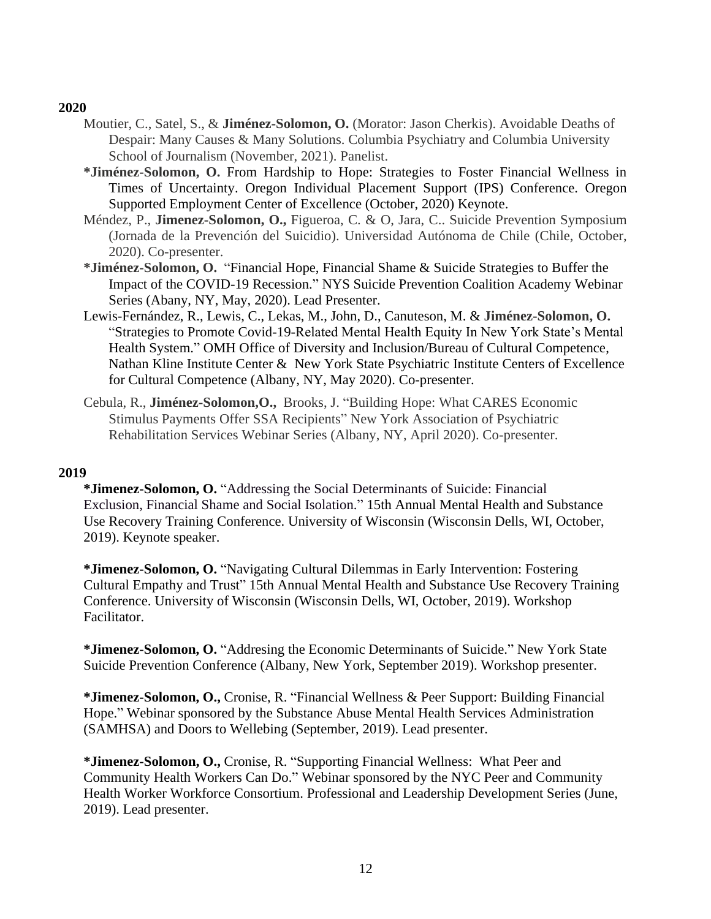## 2020

Moutier, C., Satel, S., & **Jiménez-Solomon, O.** (Morator: Jason Cherkis). Avoidable Deaths of Despair: Many Causes & Many Solutions. Columbia Psychiatry and Columbia University School of Journalism (November, 2021). Panelist.

***Jiménez-Solomon, O.** From Hardship to Hope: Strategies to Foster Financial Wellness in Times of Uncertainty. Oregon Individual Placement Support (IPS) Conference. Oregon Supported Employment Center of Excellence (October, 2020) Keynote.

Méndez, P., **Jimenez-Solomon, O.,** Figueroa, C. & O, Jara, C.. Suicide Prevention Symposium (Jornada de la Prevención del Suicidio). Universidad Autónoma de Chile (Chile, October, 2020). Co-presenter.

***Jiménez-Solomon, O.** "Financial Hope, Financial Shame & Suicide Strategies to Buffer the Impact of the COVID-19 Recession." NYS Suicide Prevention Coalition Academy Webinar Series (Abany, NY, May, 2020). Lead Presenter.

Lewis-Fernández, R., Lewis, C., Lekas, M., John, D., Canuteson, M. & **Jiménez-Solomon, O.** "Strategies to Promote Covid-19-Related Mental Health Equity In New York State's Mental Health System." OMH Office of Diversity and Inclusion/Bureau of Cultural Competence, Nathan Kline Institute Center & New York State Psychiatric Institute Centers of Excellence for Cultural Competence (Albany, NY, May 2020). Co-presenter.

Cebula, R., **Jiménez-Solomon,O.,** Brooks, J. "Building Hope: What CARES Economic Stimulus Payments Offer SSA Recipients" New York Association of Psychiatric Rehabilitation Services Webinar Series (Albany, NY, April 2020). Co-presenter.

## 2019

***Jimenez-Solomon, O.** "Addressing the Social Determinants of Suicide: Financial Exclusion, Financial Shame and Social Isolation." 15th Annual Mental Health and Substance Use Recovery Training Conference. University of Wisconsin (Wisconsin Dells, WI, October, 2019). Keynote speaker.

***Jimenez-Solomon, O.** "Navigating Cultural Dilemmas in Early Intervention: Fostering Cultural Empathy and Trust" 15th Annual Mental Health and Substance Use Recovery Training Conference. University of Wisconsin (Wisconsin Dells, WI, October, 2019). Workshop Facilitator.

***Jimenez-Solomon, O.** "Addresing the Economic Determinants of Suicide." New York State Suicide Prevention Conference (Albany, New York, September 2019). Workshop presenter.

***Jimenez-Solomon, O.,** Cronise, R. "Financial Wellness & Peer Support: Building Financial Hope." Webinar sponsored by the Substance Abuse Mental Health Services Administration (SAMHSA) and Doors to Wellebing (September, 2019). Lead presenter.

***Jimenez-Solomon, O.,** Cronise, R. "Supporting Financial Wellness: What Peer and Community Health Workers Can Do." Webinar sponsored by the NYC Peer and Community Health Worker Workforce Consortium. Professional and Leadership Development Series (June, 2019). Lead presenter.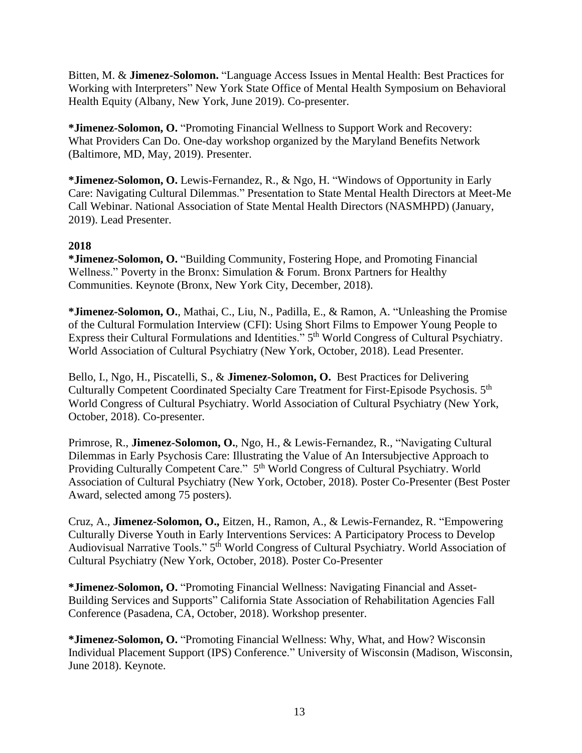Bitten, M. & **Jimenez-Solomon.** "Language Access Issues in Mental Health: Best Practices for Working with Interpreters" New York State Office of Mental Health Symposium on Behavioral Health Equity (Albany, New York, June 2019). Co-presenter.

***Jimenez-Solomon, O.** "Promoting Financial Wellness to Support Work and Recovery: What Providers Can Do. One-day workshop organized by the Maryland Benefits Network (Baltimore, MD, May, 2019). Presenter.

***Jimenez-Solomon, O.** Lewis-Fernandez, R., & Ngo, H. "Windows of Opportunity in Early Care: Navigating Cultural Dilemmas." Presentation to State Mental Health Directors at Meet-Me Call Webinar. National Association of State Mental Health Directors (NASMHPD) (January, 2019). Lead Presenter.

**2018**

***Jimenez-Solomon, O.** "Building Community, Fostering Hope, and Promoting Financial Wellness." Poverty in the Bronx: Simulation & Forum. Bronx Partners for Healthy Communities. Keynote (Bronx, New York City, December, 2018).

***Jimenez-Solomon, O.**, Mathai, C., Liu, N., Padilla, E., & Ramon, A. "Unleashing the Promise of the Cultural Formulation Interview (CFI): Using Short Films to Empower Young People to Express their Cultural Formulations and Identities." 5th World Congress of Cultural Psychiatry. World Association of Cultural Psychiatry (New York, October, 2018). Lead Presenter.

Bello, I., Ngo, H., Piscatelli, S., & **Jimenez-Solomon, O.** Best Practices for Delivering Culturally Competent Coordinated Specialty Care Treatment for First-Episode Psychosis. 5th World Congress of Cultural Psychiatry. World Association of Cultural Psychiatry (New York, October, 2018). Co-presenter.

Primrose, R., **Jimenez-Solomon, O.**, Ngo, H., & Lewis-Fernandez, R., "Navigating Cultural Dilemmas in Early Psychosis Care: Illustrating the Value of An Intersubjective Approach to Providing Culturally Competent Care." 5th World Congress of Cultural Psychiatry. World Association of Cultural Psychiatry (New York, October, 2018). Poster Co-Presenter (Best Poster Award, selected among 75 posters).

Cruz, A., **Jimenez-Solomon, O.,** Eitzen, H., Ramon, A., & Lewis-Fernandez, R. "Empowering Culturally Diverse Youth in Early Interventions Services: A Participatory Process to Develop Audiovisual Narrative Tools." 5th World Congress of Cultural Psychiatry. World Association of Cultural Psychiatry (New York, October, 2018). Poster Co-Presenter

***Jimenez-Solomon, O.** "Promoting Financial Wellness: Navigating Financial and Asset-Building Services and Supports" California State Association of Rehabilitation Agencies Fall Conference (Pasadena, CA, October, 2018). Workshop presenter.

***Jimenez-Solomon, O.** "Promoting Financial Wellness: Why, What, and How? Wisconsin Individual Placement Support (IPS) Conference." University of Wisconsin (Madison, Wisconsin, June 2018). Keynote.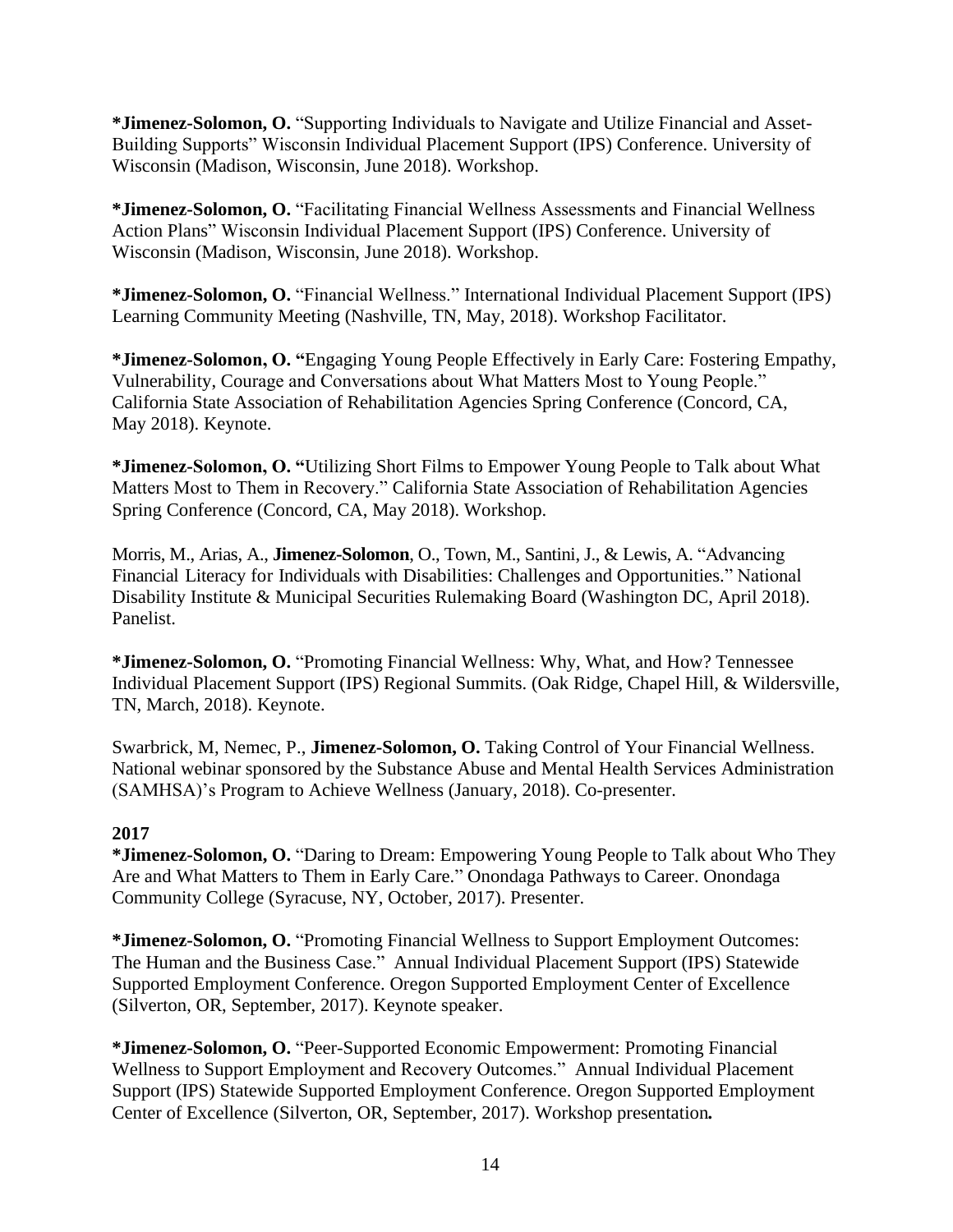**\*Jimenez-Solomon, O.** "Supporting Individuals to Navigate and Utilize Financial and Asset-Building Supports" Wisconsin Individual Placement Support (IPS) Conference. University of Wisconsin (Madison, Wisconsin, June 2018). Workshop.

**\*Jimenez-Solomon, O.** "Facilitating Financial Wellness Assessments and Financial Wellness Action Plans" Wisconsin Individual Placement Support (IPS) Conference. University of Wisconsin (Madison, Wisconsin, June 2018). Workshop.

**\*Jimenez-Solomon, O.** "Financial Wellness." International Individual Placement Support (IPS) Learning Community Meeting (Nashville, TN, May, 2018). Workshop Facilitator.

**\*Jimenez-Solomon, O. "**Engaging Young People Effectively in Early Care: Fostering Empathy, Vulnerability, Courage and Conversations about What Matters Most to Young People." California State Association of Rehabilitation Agencies Spring Conference (Concord, CA, May 2018). Keynote.

**\*Jimenez-Solomon, O. "**Utilizing Short Films to Empower Young People to Talk about What Matters Most to Them in Recovery." California State Association of Rehabilitation Agencies Spring Conference (Concord, CA, May 2018). Workshop.

Morris, M., Arias, A., **Jimenez-Solomon**, O., Town, M., Santini, J., & Lewis, A. "Advancing Financial Literacy for Individuals with Disabilities: Challenges and Opportunities." National Disability Institute & Municipal Securities Rulemaking Board (Washington DC, April 2018). Panelist.

**\*Jimenez-Solomon, O.** "Promoting Financial Wellness: Why, What, and How? Tennessee Individual Placement Support (IPS) Regional Summits. (Oak Ridge, Chapel Hill, & Wildersville, TN, March, 2018). Keynote.

Swarbrick, M, Nemec, P., **Jimenez-Solomon, O.** Taking Control of Your Financial Wellness. National webinar sponsored by the Substance Abuse and Mental Health Services Administration (SAMHSA)'s Program to Achieve Wellness (January, 2018). Co-presenter.

**2017**

**\*Jimenez-Solomon, O.** "Daring to Dream: Empowering Young People to Talk about Who They Are and What Matters to Them in Early Care." Onondaga Pathways to Career. Onondaga Community College (Syracuse, NY, October, 2017). Presenter.

**\*Jimenez-Solomon, O.** "Promoting Financial Wellness to Support Employment Outcomes: The Human and the Business Case." Annual Individual Placement Support (IPS) Statewide Supported Employment Conference. Oregon Supported Employment Center of Excellence (Silverton, OR, September, 2017). Keynote speaker.

**\*Jimenez-Solomon, O.** "Peer-Supported Economic Empowerment: Promoting Financial Wellness to Support Employment and Recovery Outcomes." Annual Individual Placement Support (IPS) Statewide Supported Employment Conference. Oregon Supported Employment Center of Excellence (Silverton, OR, September, 2017). Workshop presentation.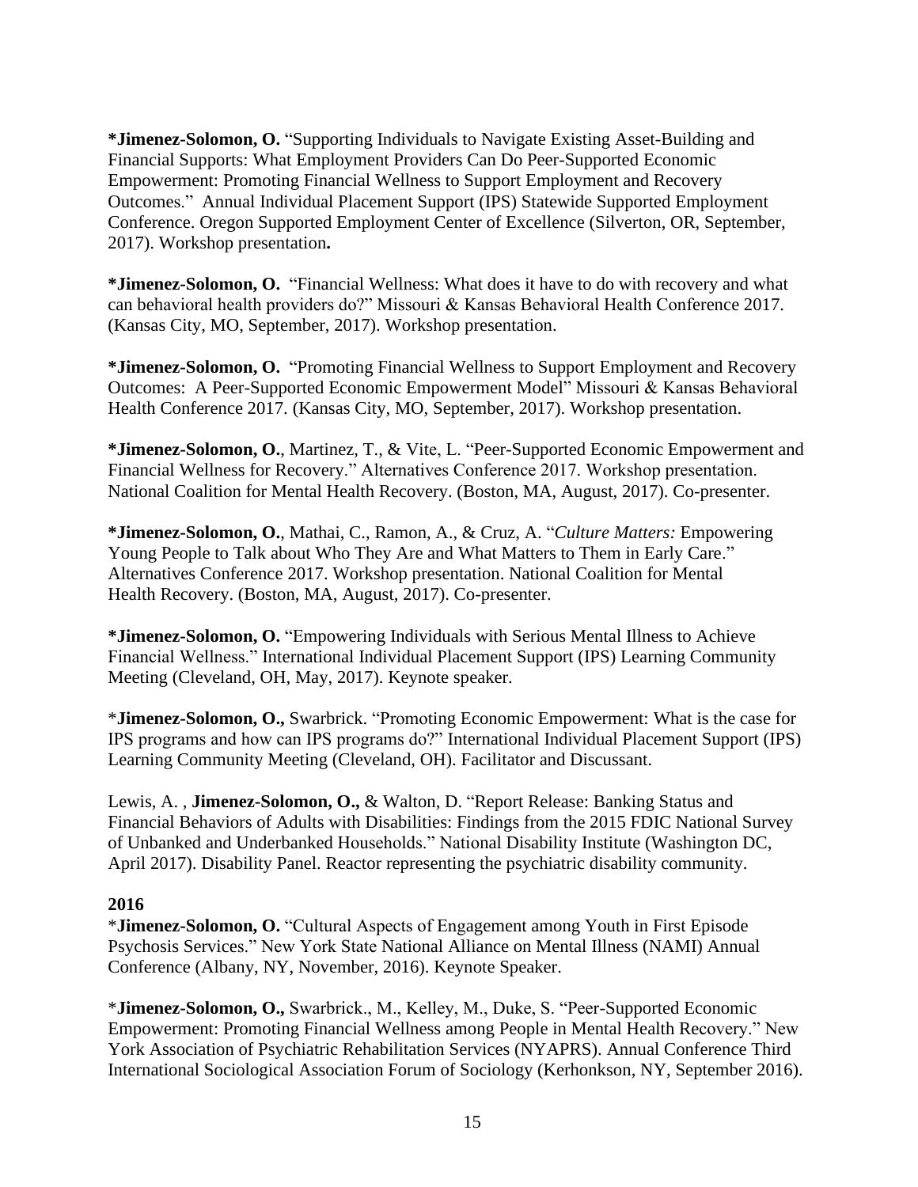***Jimenez-Solomon, O.** "Supporting Individuals to Navigate Existing Asset-Building and Financial Supports: What Employment Providers Can Do Peer-Supported Economic Empowerment: Promoting Financial Wellness to Support Employment and Recovery Outcomes." Annual Individual Placement Support (IPS) Statewide Supported Employment Conference. Oregon Supported Employment Center of Excellence (Silverton, OR, September, 2017). Workshop presentation**.**

***Jimenez-Solomon, O.** "Financial Wellness: What does it have to do with recovery and what can behavioral health providers do?" Missouri & Kansas Behavioral Health Conference 2017. (Kansas City, MO, September, 2017). Workshop presentation.

***Jimenez-Solomon, O.** "Promoting Financial Wellness to Support Employment and Recovery Outcomes: A Peer-Supported Economic Empowerment Model" Missouri & Kansas Behavioral Health Conference 2017. (Kansas City, MO, September, 2017). Workshop presentation.

***Jimenez-Solomon, O.**, Martinez, T., & Vite, L. "Peer-Supported Economic Empowerment and Financial Wellness for Recovery." Alternatives Conference 2017. Workshop presentation. National Coalition for Mental Health Recovery. (Boston, MA, August, 2017). Co-presenter.

***Jimenez-Solomon, O.**, Mathai, C., Ramon, A., & Cruz, A. "*Culture Matters:* Empowering Young People to Talk about Who They Are and What Matters to Them in Early Care." Alternatives Conference 2017. Workshop presentation. National Coalition for Mental Health Recovery. (Boston, MA, August, 2017). Co-presenter.

***Jimenez-Solomon, O.** "Empowering Individuals with Serious Mental Illness to Achieve Financial Wellness." International Individual Placement Support (IPS) Learning Community Meeting (Cleveland, OH, May, 2017). Keynote speaker.

*__Jimenez-Solomon, O.,__ Swarbrick. "Promoting Economic Empowerment: What is the case for IPS programs and how can IPS programs do?" International Individual Placement Support (IPS) Learning Community Meeting (Cleveland, OH). Facilitator and Discussant.

Lewis, A. , **Jimenez-Solomon, O.,** & Walton, D. "Report Release: Banking Status and Financial Behaviors of Adults with Disabilities: Findings from the 2015 FDIC National Survey of Unbanked and Underbanked Households." National Disability Institute (Washington DC, April 2017). Disability Panel. Reactor representing the psychiatric disability community.

**2016**

*__Jimenez-Solomon, O.__ "Cultural Aspects of Engagement among Youth in First Episode Psychosis Services." New York State National Alliance on Mental Illness (NAMI) Annual Conference (Albany, NY, November, 2016). Keynote Speaker.

*__Jimenez-Solomon, O.,__ Swarbrick., M., Kelley, M., Duke, S. "Peer-Supported Economic Empowerment: Promoting Financial Wellness among People in Mental Health Recovery." New York Association of Psychiatric Rehabilitation Services (NYAPRS). Annual Conference Third International Sociological Association Forum of Sociology (Kerhonkson, NY, September 2016).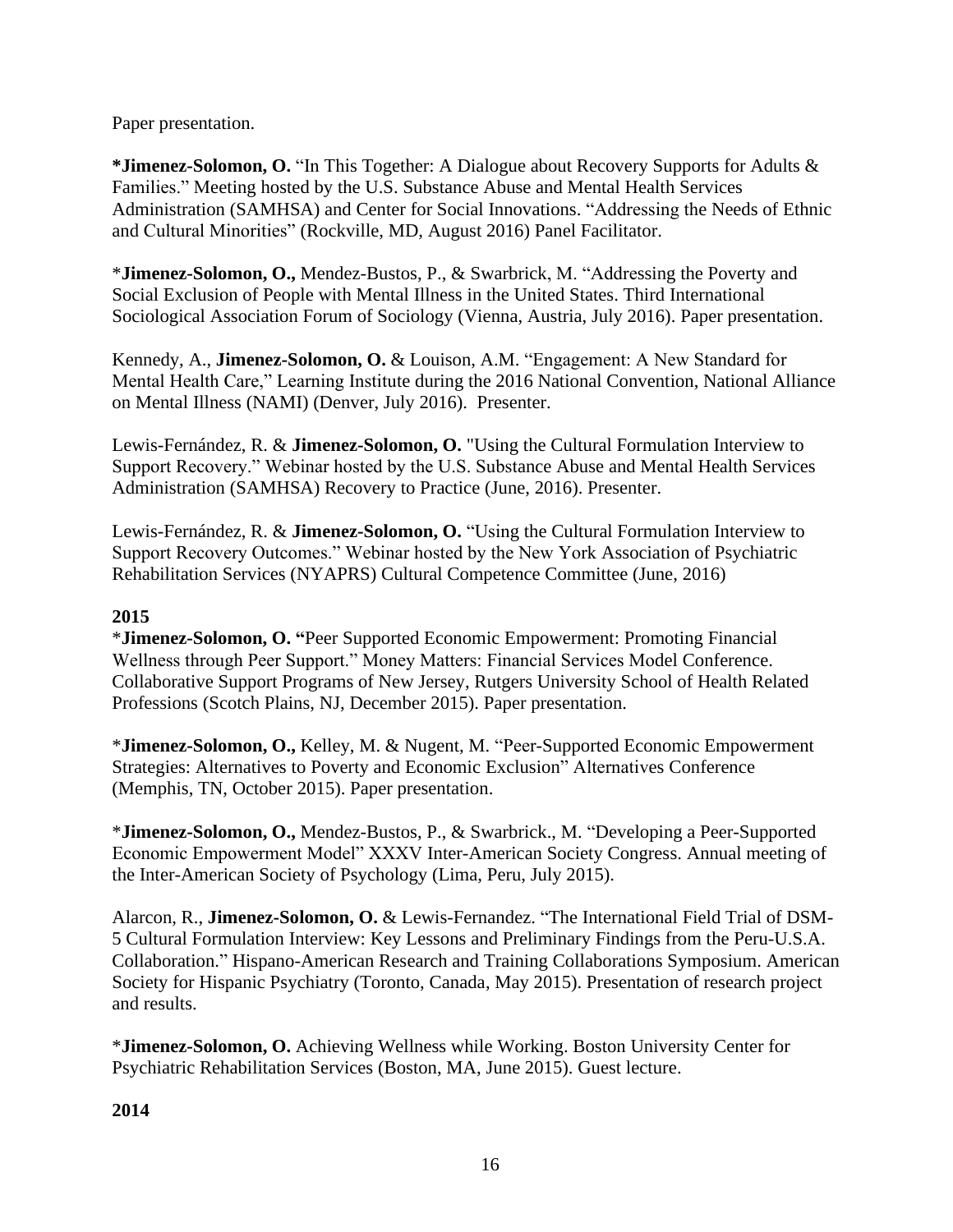Paper presentation.

***Jimenez-Solomon, O.** "In This Together: A Dialogue about Recovery Supports for Adults & Families." Meeting hosted by the U.S. Substance Abuse and Mental Health Services Administration (SAMHSA) and Center for Social Innovations. "Addressing the Needs of Ethnic and Cultural Minorities" (Rockville, MD, August 2016) Panel Facilitator.

*​**Jimenez-Solomon, O.,** Mendez-Bustos, P., & Swarbrick, M. "Addressing the Poverty and Social Exclusion of People with Mental Illness in the United States. Third International Sociological Association Forum of Sociology (Vienna, Austria, July 2016). Paper presentation.

Kennedy, A., **Jimenez-Solomon, O.** & Louison, A.M. "Engagement: A New Standard for Mental Health Care," Learning Institute during the 2016 National Convention, National Alliance on Mental Illness (NAMI) (Denver, July 2016). Presenter.

Lewis-Fernández, R. & **Jimenez-Solomon, O.** "Using the Cultural Formulation Interview to Support Recovery." Webinar hosted by the U.S. Substance Abuse and Mental Health Services Administration (SAMHSA) Recovery to Practice (June, 2016). Presenter.

Lewis-Fernández, R. & **Jimenez-Solomon, O.** "Using the Cultural Formulation Interview to Support Recovery Outcomes." Webinar hosted by the New York Association of Psychiatric Rehabilitation Services (NYAPRS) Cultural Competence Committee (June, 2016)

**2015**

*​**Jimenez-Solomon, O. "**Peer Supported Economic Empowerment: Promoting Financial Wellness through Peer Support." Money Matters: Financial Services Model Conference. Collaborative Support Programs of New Jersey, Rutgers University School of Health Related Professions (Scotch Plains, NJ, December 2015). Paper presentation.

*​**Jimenez-Solomon, O.,** Kelley, M. & Nugent, M. "Peer-Supported Economic Empowerment Strategies: Alternatives to Poverty and Economic Exclusion" Alternatives Conference (Memphis, TN, October 2015). Paper presentation.

*​**Jimenez-Solomon, O.,** Mendez-Bustos, P., & Swarbrick., M. "Developing a Peer-Supported Economic Empowerment Model" XXXV Inter-American Society Congress. Annual meeting of the Inter-American Society of Psychology (Lima, Peru, July 2015).

Alarcon, R., **Jimenez-Solomon, O.** & Lewis-Fernandez. "The International Field Trial of DSM-5 Cultural Formulation Interview: Key Lessons and Preliminary Findings from the Peru-U.S.A. Collaboration." Hispano-American Research and Training Collaborations Symposium. American Society for Hispanic Psychiatry (Toronto, Canada, May 2015). Presentation of research project and results.

*​**Jimenez-Solomon, O.** Achieving Wellness while Working. Boston University Center for Psychiatric Rehabilitation Services (Boston, MA, June 2015). Guest lecture.

**2014**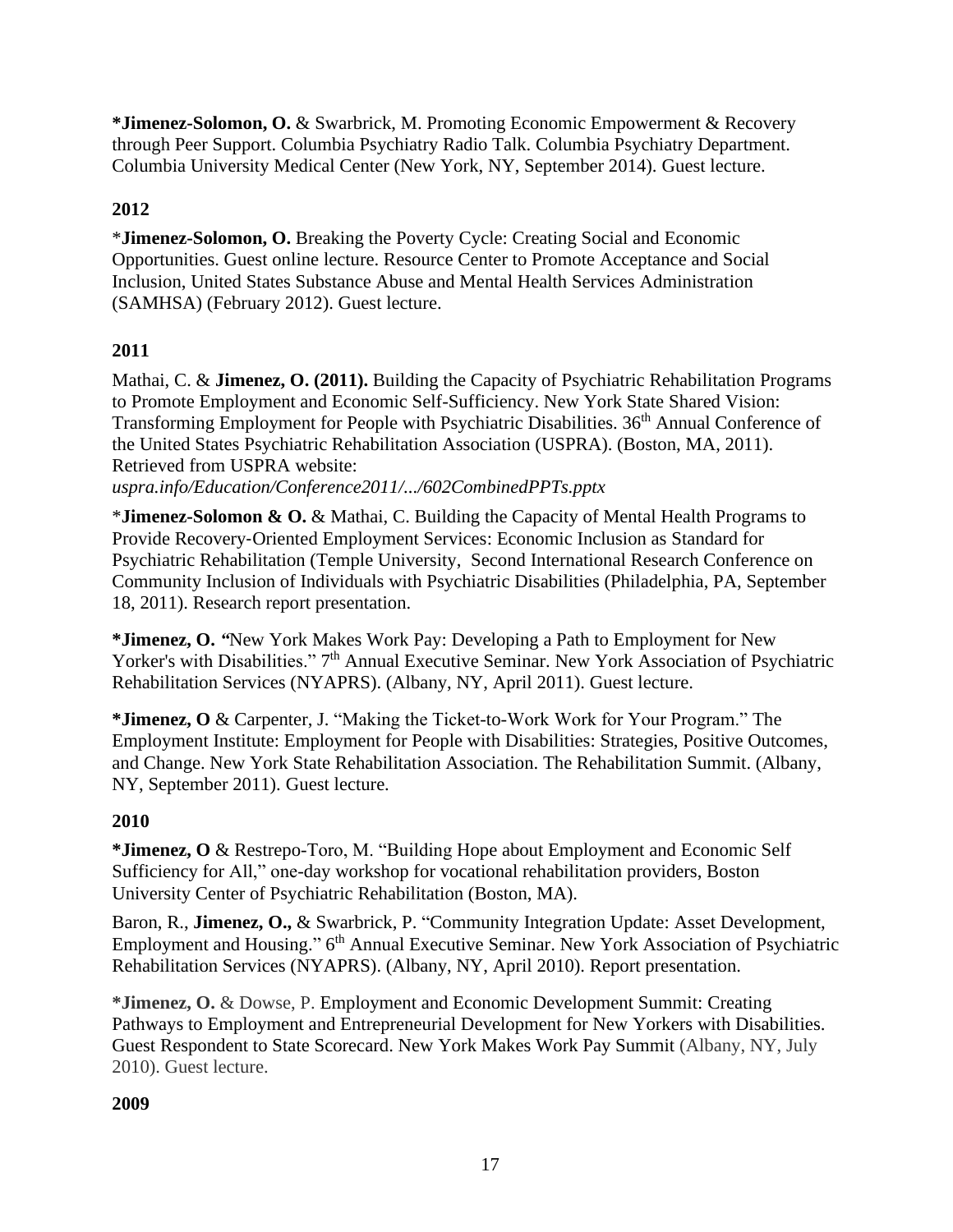**\*Jimenez-Solomon, O.** & Swarbrick, M. Promoting Economic Empowerment & Recovery through Peer Support. Columbia Psychiatry Radio Talk. Columbia Psychiatry Department. Columbia University Medical Center (New York, NY, September 2014). Guest lecture.

**2012**

\***Jimenez-Solomon, O.** Breaking the Poverty Cycle: Creating Social and Economic Opportunities. Guest online lecture. Resource Center to Promote Acceptance and Social Inclusion, United States Substance Abuse and Mental Health Services Administration (SAMHSA) (February 2012). Guest lecture.

**2011**

Mathai, C. & **Jimenez, O. (2011).** Building the Capacity of Psychiatric Rehabilitation Programs to Promote Employment and Economic Self-Sufficiency. New York State Shared Vision: Transforming Employment for People with Psychiatric Disabilities. 36th Annual Conference of the United States Psychiatric Rehabilitation Association (USPRA). (Boston, MA, 2011). Retrieved from USPRA website: *uspra.info/Education/Conference2011/.../602CombinedPPTs.pptx*

\***Jimenez-Solomon & O.** & Mathai, C. Building the Capacity of Mental Health Programs to Provide Recovery-Oriented Employment Services: Economic Inclusion as Standard for Psychiatric Rehabilitation (Temple University, Second International Research Conference on Community Inclusion of Individuals with Psychiatric Disabilities (Philadelphia, PA, September 18, 2011). Research report presentation.

**\*Jimenez, O.** *"*New York Makes Work Pay: Developing a Path to Employment for New Yorker's with Disabilities." 7th Annual Executive Seminar. New York Association of Psychiatric Rehabilitation Services (NYAPRS). (Albany, NY, April 2011). Guest lecture.

**\*Jimenez, O** & Carpenter, J. "Making the Ticket-to-Work Work for Your Program." The Employment Institute: Employment for People with Disabilities: Strategies, Positive Outcomes, and Change. New York State Rehabilitation Association. The Rehabilitation Summit. (Albany, NY, September 2011). Guest lecture.

**2010**

**\*Jimenez, O** & Restrepo-Toro, M. "Building Hope about Employment and Economic Self Sufficiency for All," one-day workshop for vocational rehabilitation providers, Boston University Center of Psychiatric Rehabilitation (Boston, MA).

Baron, R., **Jimenez, O.,** & Swarbrick, P. "Community Integration Update: Asset Development, Employment and Housing." 6th Annual Executive Seminar. New York Association of Psychiatric Rehabilitation Services (NYAPRS). (Albany, NY, April 2010). Report presentation.

\***Jimenez, O.** & Dowse, P. Employment and Economic Development Summit: Creating Pathways to Employment and Entrepreneurial Development for New Yorkers with Disabilities. Guest Respondent to State Scorecard. New York Makes Work Pay Summit (Albany, NY, July 2010). Guest lecture.

**2009**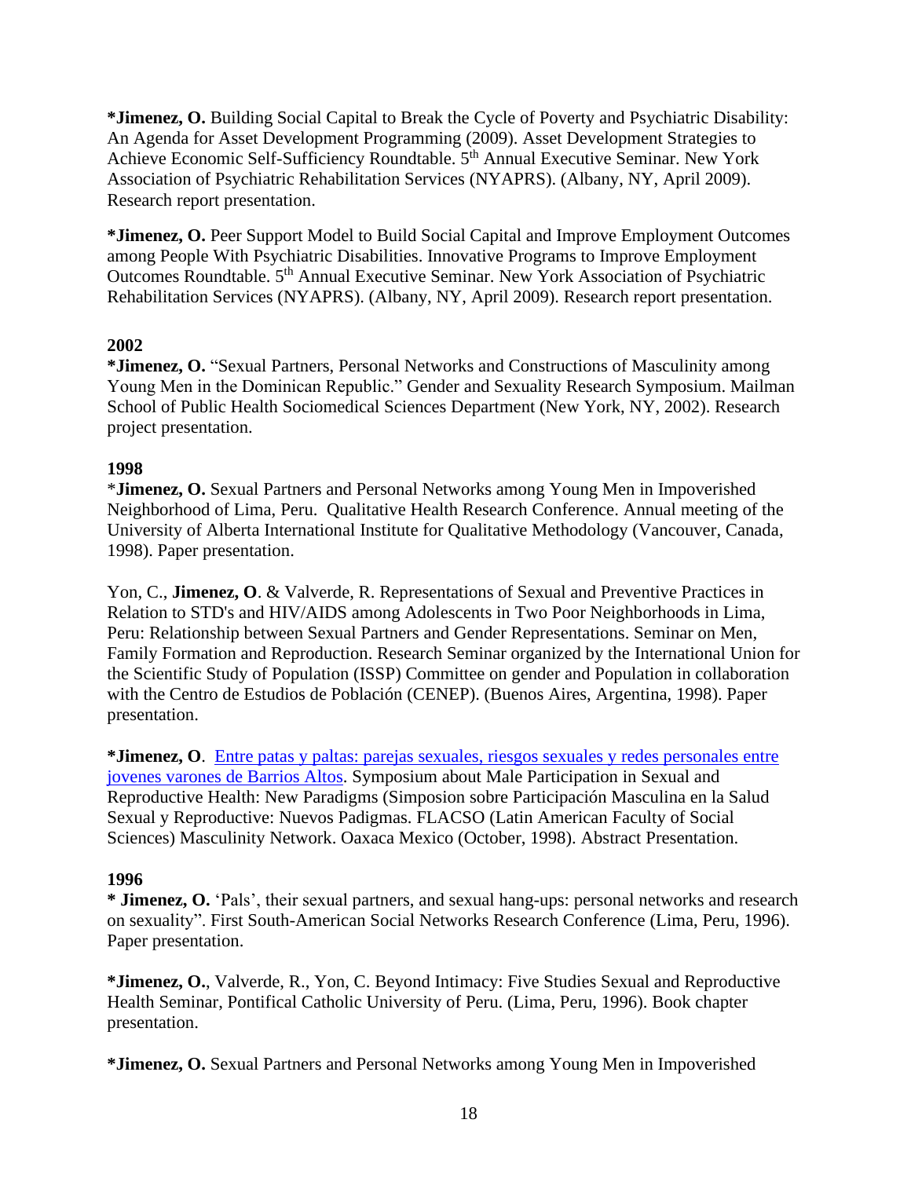**\*Jimenez, O.** Building Social Capital to Break the Cycle of Poverty and Psychiatric Disability: An Agenda for Asset Development Programming (2009). Asset Development Strategies to Achieve Economic Self-Sufficiency Roundtable. 5th Annual Executive Seminar. New York Association of Psychiatric Rehabilitation Services (NYAPRS). (Albany, NY, April 2009). Research report presentation.

**\*Jimenez, O.** Peer Support Model to Build Social Capital and Improve Employment Outcomes among People With Psychiatric Disabilities. Innovative Programs to Improve Employment Outcomes Roundtable. 5th Annual Executive Seminar. New York Association of Psychiatric Rehabilitation Services (NYAPRS). (Albany, NY, April 2009). Research report presentation.

**2002**

**\*Jimenez, O.** "Sexual Partners, Personal Networks and Constructions of Masculinity among Young Men in the Dominican Republic." Gender and Sexuality Research Symposium. Mailman School of Public Health Sociomedical Sciences Department (New York, NY, 2002). Research project presentation.

**1998**

\***Jimenez, O.** Sexual Partners and Personal Networks among Young Men in Impoverished Neighborhood of Lima, Peru. Qualitative Health Research Conference. Annual meeting of the University of Alberta International Institute for Qualitative Methodology (Vancouver, Canada, 1998). Paper presentation.

Yon, C., **Jimenez, O**. & Valverde, R. Representations of Sexual and Preventive Practices in Relation to STD's and HIV/AIDS among Adolescents in Two Poor Neighborhoods in Lima, Peru: Relationship between Sexual Partners and Gender Representations. Seminar on Men, Family Formation and Reproduction. Research Seminar organized by the International Union for the Scientific Study of Population (ISSP) Committee on gender and Population in collaboration with the Centro de Estudios de Población (CENEP). (Buenos Aires, Argentina, 1998). Paper presentation.

**\*Jimenez, O**. Entre patas y paltas: parejas sexuales, riesgos sexuales y redes personales entre jovenes varones de Barrios Altos. Symposium about Male Participation in Sexual and Reproductive Health: New Paradigms (Simposion sobre Participación Masculina en la Salud Sexual y Reproductive: Nuevos Padigmas. FLACSO (Latin American Faculty of Social Sciences) Masculinity Network. Oaxaca Mexico (October, 1998). Abstract Presentation.

**1996**

**\* Jimenez, O.** 'Pals', their sexual partners, and sexual hang-ups: personal networks and research on sexuality". First South-American Social Networks Research Conference (Lima, Peru, 1996). Paper presentation.

**\*Jimenez, O.**, Valverde, R., Yon, C. Beyond Intimacy: Five Studies Sexual and Reproductive Health Seminar, Pontifical Catholic University of Peru. (Lima, Peru, 1996). Book chapter presentation.

**\*Jimenez, O.** Sexual Partners and Personal Networks among Young Men in Impoverished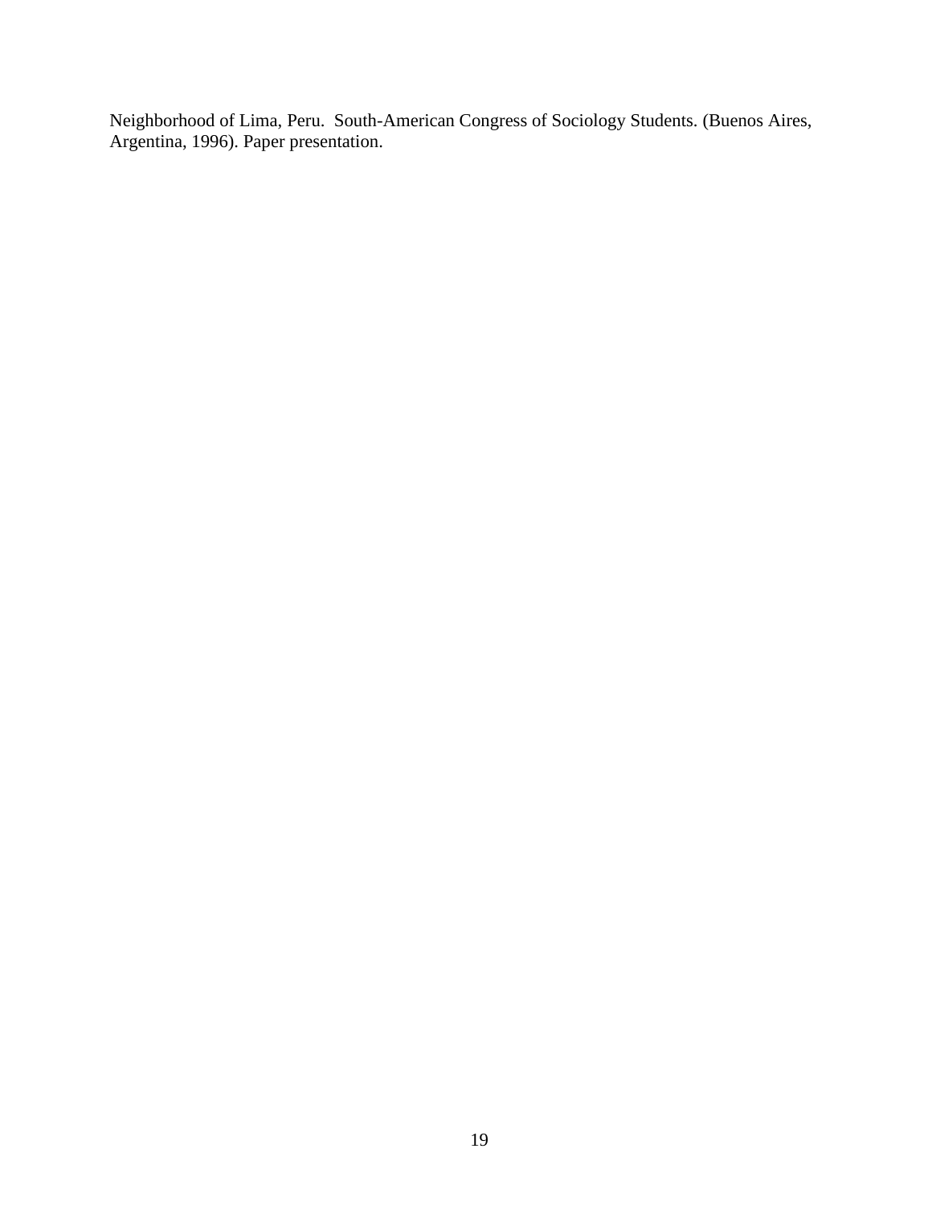Neighborhood of Lima, Peru.  South-American Congress of Sociology Students. (Buenos Aires, Argentina, 1996). Paper presentation.